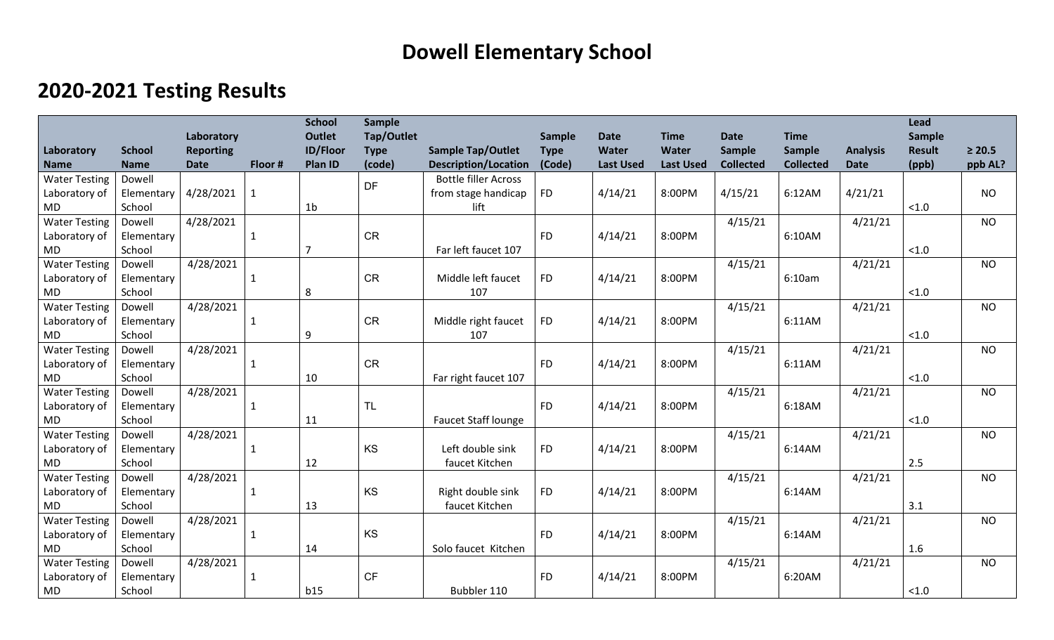# Dowell Elementary School

## 2020-2021 Testing Results

| Laboratory Name | School Name | Laboratory Reporting Date | Floor # | School Outlet ID/Floor Plan ID | Sample Tap/Outlet Type (code) | Sample Tap/Outlet Description/Location | Sample Type (Code) | Date Water Last Used | Time Water Last Used | Date Sample Collected | Time Sample Collected | Analysis Date | Lead Sample Result (ppb) | ≥ 20.5 ppb AL? |
|---|---|---|---|---|---|---|---|---|---|---|---|---|---|---|
| Water Testing Laboratory of MD | Dowell Elementary School | 4/28/2021 | 1 | 1b | DF | Bottle filler Across from stage handicap lift | FD | 4/14/21 | 8:00PM | 4/15/21 | 6:12AM | 4/21/21 | <1.0 | NO |
| Water Testing Laboratory of MD | Dowell Elementary School | 4/28/2021 | 1 | 7 | CR | Far left faucet 107 | FD | 4/14/21 | 8:00PM | 4/15/21 | 6:10AM | 4/21/21 | <1.0 | NO |
| Water Testing Laboratory of MD | Dowell Elementary School | 4/28/2021 | 1 | 8 | CR | Middle left faucet 107 | FD | 4/14/21 | 8:00PM | 4/15/21 | 6:10am | 4/21/21 | <1.0 | NO |
| Water Testing Laboratory of MD | Dowell Elementary School | 4/28/2021 | 1 | 9 | CR | Middle right faucet 107 | FD | 4/14/21 | 8:00PM | 4/15/21 | 6:11AM | 4/21/21 | <1.0 | NO |
| Water Testing Laboratory of MD | Dowell Elementary School | 4/28/2021 | 1 | 10 | CR | Far right faucet 107 | FD | 4/14/21 | 8:00PM | 4/15/21 | 6:11AM | 4/21/21 | <1.0 | NO |
| Water Testing Laboratory of MD | Dowell Elementary School | 4/28/2021 | 1 | 11 | TL | Faucet Staff lounge | FD | 4/14/21 | 8:00PM | 4/15/21 | 6:18AM | 4/21/21 | <1.0 | NO |
| Water Testing Laboratory of MD | Dowell Elementary School | 4/28/2021 | 1 | 12 | KS | Left double sink faucet Kitchen | FD | 4/14/21 | 8:00PM | 4/15/21 | 6:14AM | 4/21/21 | 2.5 | NO |
| Water Testing Laboratory of MD | Dowell Elementary School | 4/28/2021 | 1 | 13 | KS | Right double sink faucet Kitchen | FD | 4/14/21 | 8:00PM | 4/15/21 | 6:14AM | 4/21/21 | 3.1 | NO |
| Water Testing Laboratory of MD | Dowell Elementary School | 4/28/2021 | 1 | 14 | KS | Solo faucet Kitchen | FD | 4/14/21 | 8:00PM | 4/15/21 | 6:14AM | 4/21/21 | 1.6 | NO |
| Water Testing Laboratory of MD | Dowell Elementary School | 4/28/2021 | 1 | b15 | CF | Bubbler 110 | FD | 4/14/21 | 8:00PM | 4/15/21 | 6:20AM | 4/21/21 | <1.0 | NO |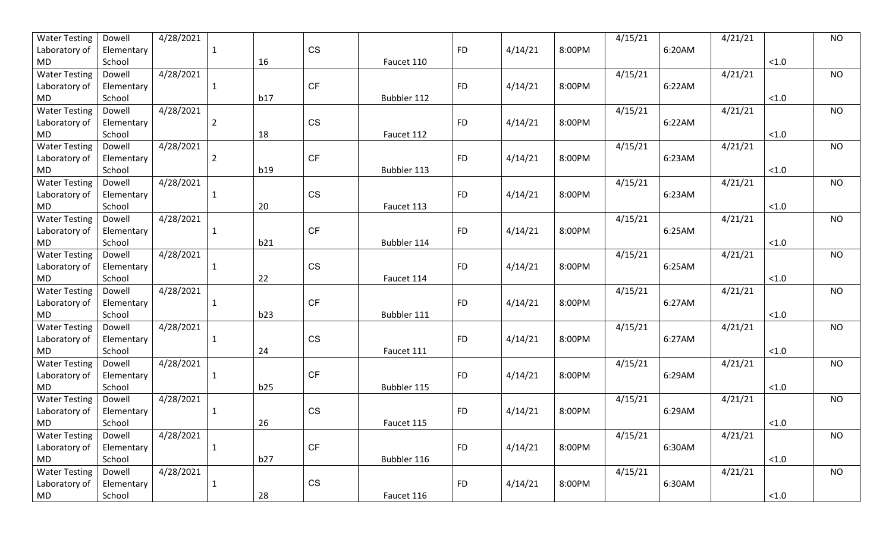| Water Testing Laboratory of MD | Dowell Elementary School | 4/28/2021 | 1 | 16 | CS | Faucet 110 | FD | 4/14/21 | 8:00PM | 4/15/21 | 6:20AM | 4/21/21 | <1.0 | NO |
|---|---|---|---|---|---|---|---|---|---|---|---|---|---|---|
| Water Testing Laboratory of MD | Dowell Elementary School | 4/28/2021 | 1 | b17 | CF | Bubbler 112 | FD | 4/14/21 | 8:00PM | 4/15/21 | 6:22AM | 4/21/21 | <1.0 | NO |
| Water Testing Laboratory of MD | Dowell Elementary School | 4/28/2021 | 2 | 18 | CS | Faucet 112 | FD | 4/14/21 | 8:00PM | 4/15/21 | 6:22AM | 4/21/21 | <1.0 | NO |
| Water Testing Laboratory of MD | Dowell Elementary School | 4/28/2021 | 2 | b19 | CF | Bubbler 113 | FD | 4/14/21 | 8:00PM | 4/15/21 | 6:23AM | 4/21/21 | <1.0 | NO |
| Water Testing Laboratory of MD | Dowell Elementary School | 4/28/2021 | 1 | 20 | CS | Faucet 113 | FD | 4/14/21 | 8:00PM | 4/15/21 | 6:23AM | 4/21/21 | <1.0 | NO |
| Water Testing Laboratory of MD | Dowell Elementary School | 4/28/2021 | 1 | b21 | CF | Bubbler 114 | FD | 4/14/21 | 8:00PM | 4/15/21 | 6:25AM | 4/21/21 | <1.0 | NO |
| Water Testing Laboratory of MD | Dowell Elementary School | 4/28/2021 | 1 | 22 | CS | Faucet 114 | FD | 4/14/21 | 8:00PM | 4/15/21 | 6:25AM | 4/21/21 | <1.0 | NO |
| Water Testing Laboratory of MD | Dowell Elementary School | 4/28/2021 | 1 | b23 | CF | Bubbler 111 | FD | 4/14/21 | 8:00PM | 4/15/21 | 6:27AM | 4/21/21 | <1.0 | NO |
| Water Testing Laboratory of MD | Dowell Elementary School | 4/28/2021 | 1 | 24 | CS | Faucet 111 | FD | 4/14/21 | 8:00PM | 4/15/21 | 6:27AM | 4/21/21 | <1.0 | NO |
| Water Testing Laboratory of MD | Dowell Elementary School | 4/28/2021 | 1 | b25 | CF | Bubbler 115 | FD | 4/14/21 | 8:00PM | 4/15/21 | 6:29AM | 4/21/21 | <1.0 | NO |
| Water Testing Laboratory of MD | Dowell Elementary School | 4/28/2021 | 1 | 26 | CS | Faucet 115 | FD | 4/14/21 | 8:00PM | 4/15/21 | 6:29AM | 4/21/21 | <1.0 | NO |
| Water Testing Laboratory of MD | Dowell Elementary School | 4/28/2021 | 1 | b27 | CF | Bubbler 116 | FD | 4/14/21 | 8:00PM | 4/15/21 | 6:30AM | 4/21/21 | <1.0 | NO |
| Water Testing Laboratory of MD | Dowell Elementary School | 4/28/2021 | 1 | 28 | CS | Faucet 116 | FD | 4/14/21 | 8:00PM | 4/15/21 | 6:30AM | 4/21/21 | <1.0 | NO |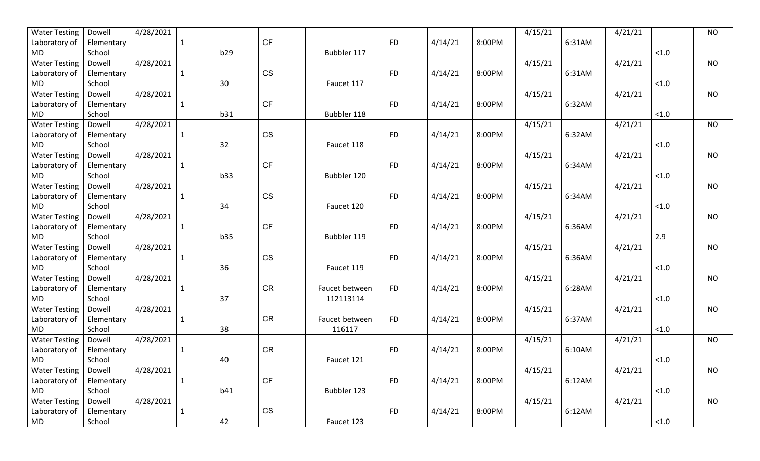| | | | | | | | | | | | | | | |
|---|---|---|---|---|---|---|---|---|---|---|---|---|---|---|
| Water Testing Laboratory of MD | Dowell Elementary School | 4/28/2021 | 1 | b29 | CF | Bubbler 117 | FD | 4/14/21 | 8:00PM | 4/15/21 | 6:31AM | 4/21/21 | <1.0 | NO |
| Water Testing Laboratory of MD | Dowell Elementary School | 4/28/2021 | 1 | 30 | CS | Faucet 117 | FD | 4/14/21 | 8:00PM | 4/15/21 | 6:31AM | 4/21/21 | <1.0 | NO |
| Water Testing Laboratory of MD | Dowell Elementary School | 4/28/2021 | 1 | b31 | CF | Bubbler 118 | FD | 4/14/21 | 8:00PM | 4/15/21 | 6:32AM | 4/21/21 | <1.0 | NO |
| Water Testing Laboratory of MD | Dowell Elementary School | 4/28/2021 | 1 | 32 | CS | Faucet 118 | FD | 4/14/21 | 8:00PM | 4/15/21 | 6:32AM | 4/21/21 | <1.0 | NO |
| Water Testing Laboratory of MD | Dowell Elementary School | 4/28/2021 | 1 | b33 | CF | Bubbler 120 | FD | 4/14/21 | 8:00PM | 4/15/21 | 6:34AM | 4/21/21 | <1.0 | NO |
| Water Testing Laboratory of MD | Dowell Elementary School | 4/28/2021 | 1 | 34 | CS | Faucet 120 | FD | 4/14/21 | 8:00PM | 4/15/21 | 6:34AM | 4/21/21 | <1.0 | NO |
| Water Testing Laboratory of MD | Dowell Elementary School | 4/28/2021 | 1 | b35 | CF | Bubbler 119 | FD | 4/14/21 | 8:00PM | 4/15/21 | 6:36AM | 4/21/21 | 2.9 | NO |
| Water Testing Laboratory of MD | Dowell Elementary School | 4/28/2021 | 1 | 36 | CS | Faucet 119 | FD | 4/14/21 | 8:00PM | 4/15/21 | 6:36AM | 4/21/21 | <1.0 | NO |
| Water Testing Laboratory of MD | Dowell Elementary School | 4/28/2021 | 1 | 37 | CR | Faucet between 112113114 | FD | 4/14/21 | 8:00PM | 4/15/21 | 6:28AM | 4/21/21 | <1.0 | NO |
| Water Testing Laboratory of MD | Dowell Elementary School | 4/28/2021 | 1 | 38 | CR | Faucet between 116117 | FD | 4/14/21 | 8:00PM | 4/15/21 | 6:37AM | 4/21/21 | <1.0 | NO |
| Water Testing Laboratory of MD | Dowell Elementary School | 4/28/2021 | 1 | 40 | CR | Faucet 121 | FD | 4/14/21 | 8:00PM | 4/15/21 | 6:10AM | 4/21/21 | <1.0 | NO |
| Water Testing Laboratory of MD | Dowell Elementary School | 4/28/2021 | 1 | b41 | CF | Bubbler 123 | FD | 4/14/21 | 8:00PM | 4/15/21 | 6:12AM | 4/21/21 | <1.0 | NO |
| Water Testing Laboratory of MD | Dowell Elementary School | 4/28/2021 | 1 | 42 | CS | Faucet 123 | FD | 4/14/21 | 8:00PM | 4/15/21 | 6:12AM | 4/21/21 | <1.0 | NO |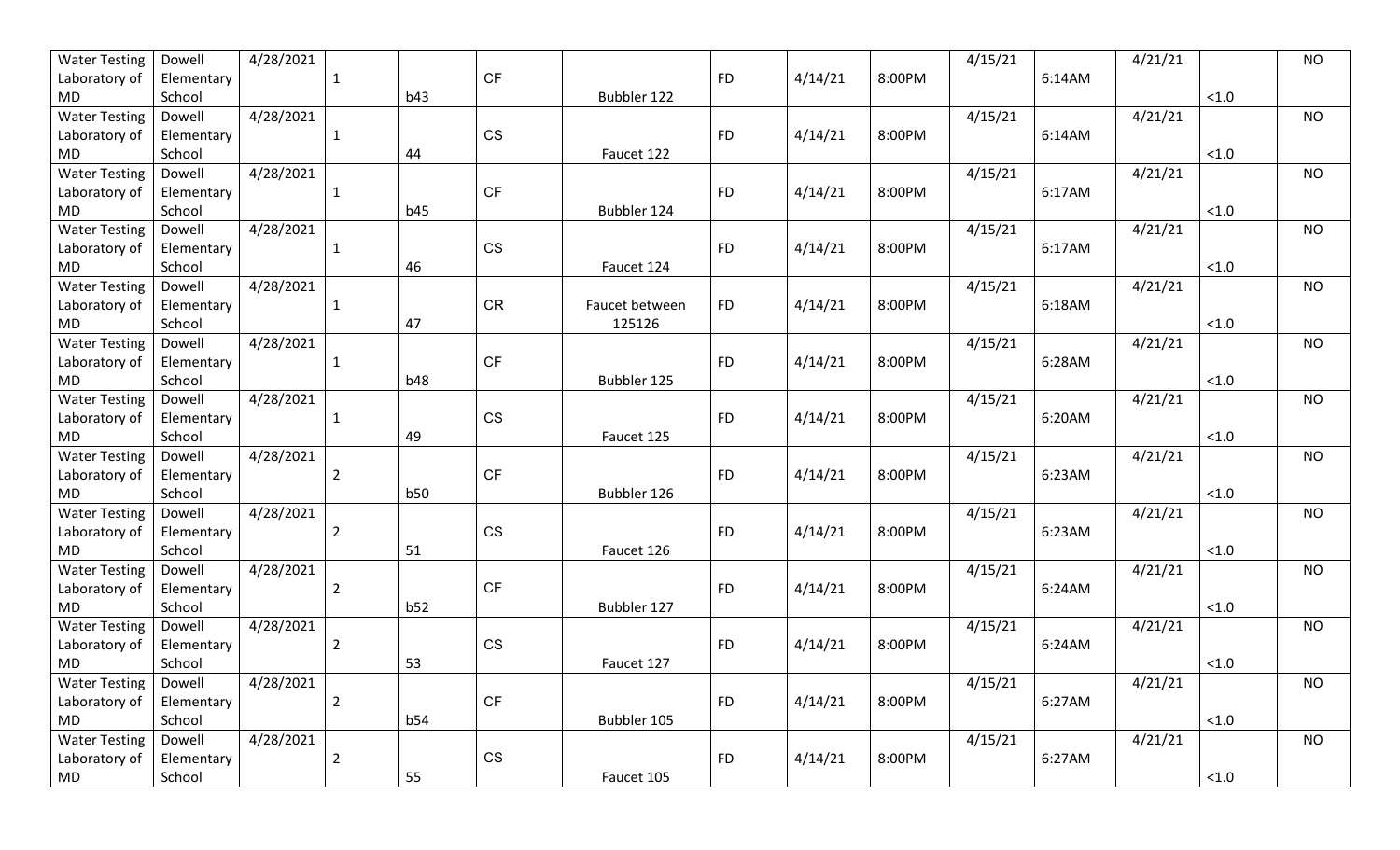| Water Testing Laboratory of MD | Dowell Elementary School | 4/28/2021 | 1 | b43 | CF | Bubbler 122 | FD | 4/14/21 | 8:00PM | 4/15/21 | 6:14AM | 4/21/21 | <1.0 | NO |
|---|---|---|---|---|---|---|---|---|---|---|---|---|---|---|
| Water Testing Laboratory of MD | Dowell Elementary School | 4/28/2021 | 1 | 44 | CS | Faucet 122 | FD | 4/14/21 | 8:00PM | 4/15/21 | 6:14AM | 4/21/21 | <1.0 | NO |
| Water Testing Laboratory of MD | Dowell Elementary School | 4/28/2021 | 1 | b45 | CF | Bubbler 124 | FD | 4/14/21 | 8:00PM | 4/15/21 | 6:17AM | 4/21/21 | <1.0 | NO |
| Water Testing Laboratory of MD | Dowell Elementary School | 4/28/2021 | 1 | 46 | CS | Faucet 124 | FD | 4/14/21 | 8:00PM | 4/15/21 | 6:17AM | 4/21/21 | <1.0 | NO |
| Water Testing Laboratory of MD | Dowell Elementary School | 4/28/2021 | 1 | 47 | CR | Faucet between 125126 | FD | 4/14/21 | 8:00PM | 4/15/21 | 6:18AM | 4/21/21 | <1.0 | NO |
| Water Testing Laboratory of MD | Dowell Elementary School | 4/28/2021 | 1 | b48 | CF | Bubbler 125 | FD | 4/14/21 | 8:00PM | 4/15/21 | 6:28AM | 4/21/21 | <1.0 | NO |
| Water Testing Laboratory of MD | Dowell Elementary School | 4/28/2021 | 1 | 49 | CS | Faucet 125 | FD | 4/14/21 | 8:00PM | 4/15/21 | 6:20AM | 4/21/21 | <1.0 | NO |
| Water Testing Laboratory of MD | Dowell Elementary School | 4/28/2021 | 2 | b50 | CF | Bubbler 126 | FD | 4/14/21 | 8:00PM | 4/15/21 | 6:23AM | 4/21/21 | <1.0 | NO |
| Water Testing Laboratory of MD | Dowell Elementary School | 4/28/2021 | 2 | 51 | CS | Faucet 126 | FD | 4/14/21 | 8:00PM | 4/15/21 | 6:23AM | 4/21/21 | <1.0 | NO |
| Water Testing Laboratory of MD | Dowell Elementary School | 4/28/2021 | 2 | b52 | CF | Bubbler 127 | FD | 4/14/21 | 8:00PM | 4/15/21 | 6:24AM | 4/21/21 | <1.0 | NO |
| Water Testing Laboratory of MD | Dowell Elementary School | 4/28/2021 | 2 | 53 | CS | Faucet 127 | FD | 4/14/21 | 8:00PM | 4/15/21 | 6:24AM | 4/21/21 | <1.0 | NO |
| Water Testing Laboratory of MD | Dowell Elementary School | 4/28/2021 | 2 | b54 | CF | Bubbler 105 | FD | 4/14/21 | 8:00PM | 4/15/21 | 6:27AM | 4/21/21 | <1.0 | NO |
| Water Testing Laboratory of MD | Dowell Elementary School | 4/28/2021 | 2 | 55 | CS | Faucet 105 | FD | 4/14/21 | 8:00PM | 4/15/21 | 6:27AM | 4/21/21 | <1.0 | NO |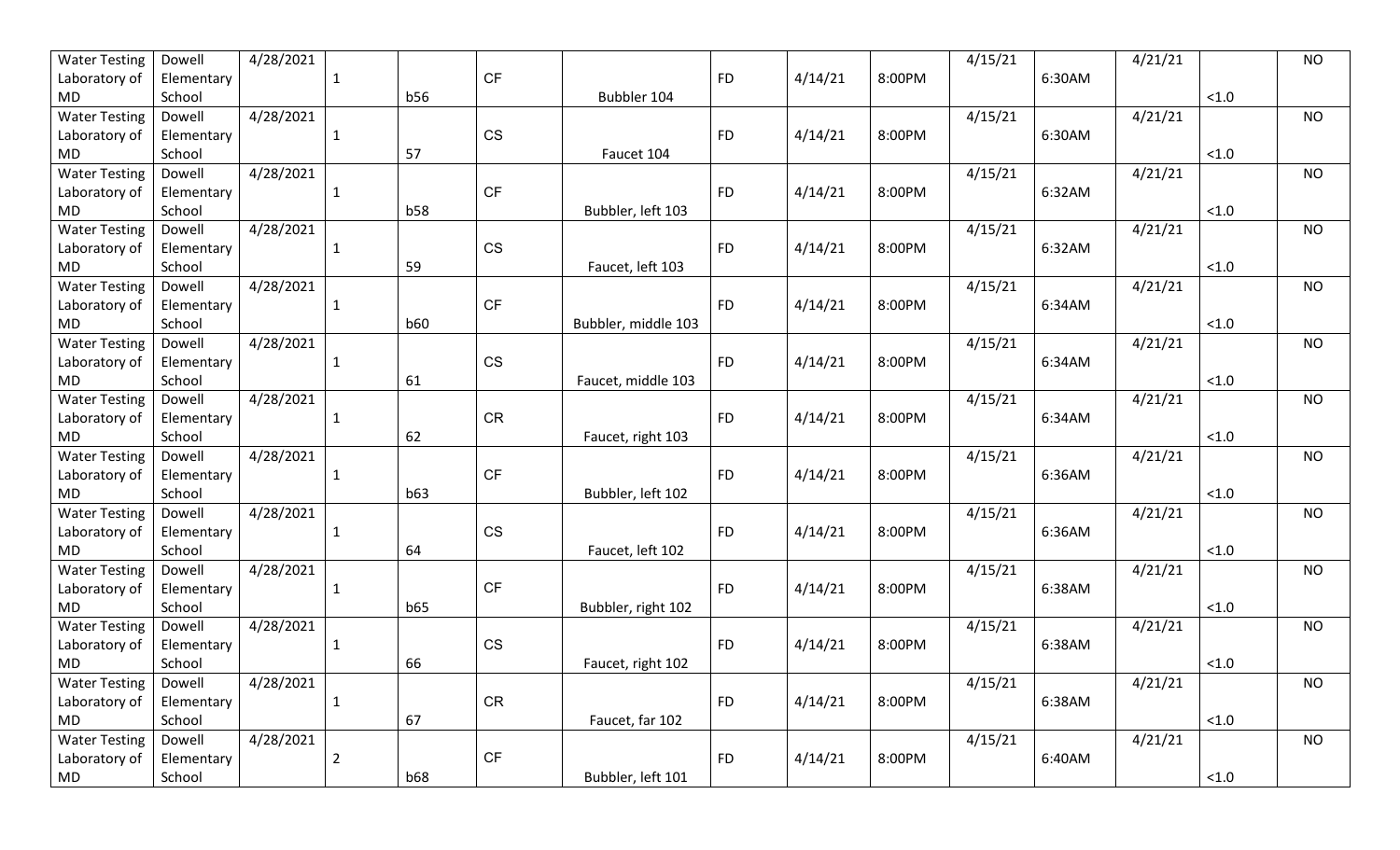| Water Testing Laboratory of MD | Dowell Elementary School | 4/28/2021 | 1 | b56 | CF | Bubbler 104 | FD | 4/14/21 | 8:00PM | 4/15/21 | 6:30AM | 4/21/21 | <1.0 | NO |
|---|---|---|---|---|---|---|---|---|---|---|---|---|---|---|
| Water Testing Laboratory of MD | Dowell Elementary School | 4/28/2021 | 1 | 57 | CS | Faucet 104 | FD | 4/14/21 | 8:00PM | 4/15/21 | 6:30AM | 4/21/21 | <1.0 | NO |
| Water Testing Laboratory of MD | Dowell Elementary School | 4/28/2021 | 1 | b58 | CF | Bubbler, left 103 | FD | 4/14/21 | 8:00PM | 4/15/21 | 6:32AM | 4/21/21 | <1.0 | NO |
| Water Testing Laboratory of MD | Dowell Elementary School | 4/28/2021 | 1 | 59 | CS | Faucet, left 103 | FD | 4/14/21 | 8:00PM | 4/15/21 | 6:32AM | 4/21/21 | <1.0 | NO |
| Water Testing Laboratory of MD | Dowell Elementary School | 4/28/2021 | 1 | b60 | CF | Bubbler, middle 103 | FD | 4/14/21 | 8:00PM | 4/15/21 | 6:34AM | 4/21/21 | <1.0 | NO |
| Water Testing Laboratory of MD | Dowell Elementary School | 4/28/2021 | 1 | 61 | CS | Faucet, middle 103 | FD | 4/14/21 | 8:00PM | 4/15/21 | 6:34AM | 4/21/21 | <1.0 | NO |
| Water Testing Laboratory of MD | Dowell Elementary School | 4/28/2021 | 1 | 62 | CR | Faucet, right 103 | FD | 4/14/21 | 8:00PM | 4/15/21 | 6:34AM | 4/21/21 | <1.0 | NO |
| Water Testing Laboratory of MD | Dowell Elementary School | 4/28/2021 | 1 | b63 | CF | Bubbler, left 102 | FD | 4/14/21 | 8:00PM | 4/15/21 | 6:36AM | 4/21/21 | <1.0 | NO |
| Water Testing Laboratory of MD | Dowell Elementary School | 4/28/2021 | 1 | 64 | CS | Faucet, left 102 | FD | 4/14/21 | 8:00PM | 4/15/21 | 6:36AM | 4/21/21 | <1.0 | NO |
| Water Testing Laboratory of MD | Dowell Elementary School | 4/28/2021 | 1 | b65 | CF | Bubbler, right 102 | FD | 4/14/21 | 8:00PM | 4/15/21 | 6:38AM | 4/21/21 | <1.0 | NO |
| Water Testing Laboratory of MD | Dowell Elementary School | 4/28/2021 | 1 | 66 | CS | Faucet, right 102 | FD | 4/14/21 | 8:00PM | 4/15/21 | 6:38AM | 4/21/21 | <1.0 | NO |
| Water Testing Laboratory of MD | Dowell Elementary School | 4/28/2021 | 1 | 67 | CR | Faucet, far 102 | FD | 4/14/21 | 8:00PM | 4/15/21 | 6:38AM | 4/21/21 | <1.0 | NO |
| Water Testing Laboratory of MD | Dowell Elementary School | 4/28/2021 | 2 | b68 | CF | Bubbler, left 101 | FD | 4/14/21 | 8:00PM | 4/15/21 | 6:40AM | 4/21/21 | <1.0 | NO |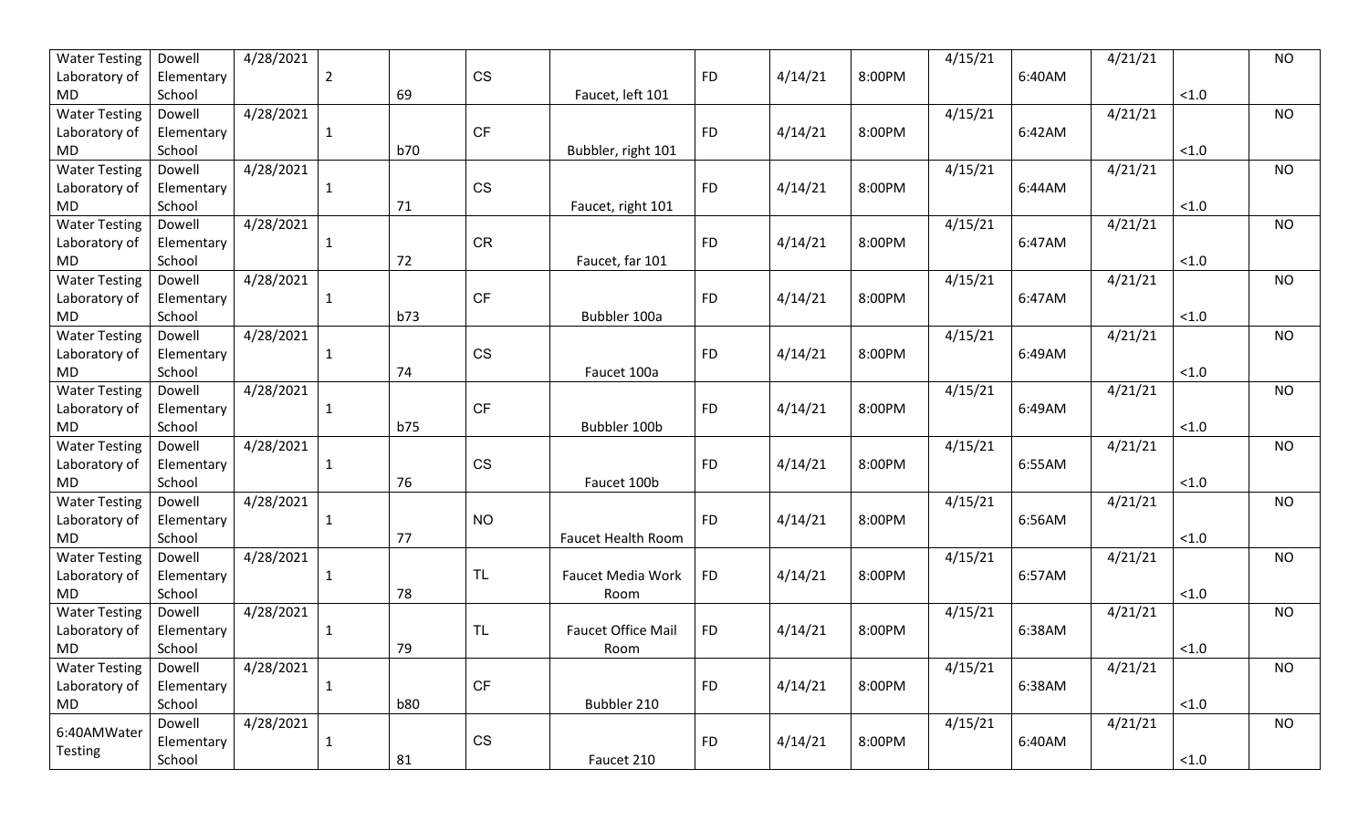| Water Testing Laboratory of MD | Dowell Elementary School | 4/28/2021 | 2 | 69 | CS | Faucet, left 101 | FD | 4/14/21 | 8:00PM | 4/15/21 | 6:40AM | 4/21/21 | <1.0 | NO |
|---|---|---|---|---|---|---|---|---|---|---|---|---|---|---|
| Water Testing Laboratory of MD | Dowell Elementary School | 4/28/2021 | 1 | b70 | CF | Bubbler, right 101 | FD | 4/14/21 | 8:00PM | 4/15/21 | 6:42AM | 4/21/21 | <1.0 | NO |
| Water Testing Laboratory of MD | Dowell Elementary School | 4/28/2021 | 1 | 71 | CS | Faucet, right 101 | FD | 4/14/21 | 8:00PM | 4/15/21 | 6:44AM | 4/21/21 | <1.0 | NO |
| Water Testing Laboratory of MD | Dowell Elementary School | 4/28/2021 | 1 | 72 | CR | Faucet, far 101 | FD | 4/14/21 | 8:00PM | 4/15/21 | 6:47AM | 4/21/21 | <1.0 | NO |
| Water Testing Laboratory of MD | Dowell Elementary School | 4/28/2021 | 1 | b73 | CF | Bubbler 100a | FD | 4/14/21 | 8:00PM | 4/15/21 | 6:47AM | 4/21/21 | <1.0 | NO |
| Water Testing Laboratory of MD | Dowell Elementary School | 4/28/2021 | 1 | 74 | CS | Faucet 100a | FD | 4/14/21 | 8:00PM | 4/15/21 | 6:49AM | 4/21/21 | <1.0 | NO |
| Water Testing Laboratory of MD | Dowell Elementary School | 4/28/2021 | 1 | b75 | CF | Bubbler 100b | FD | 4/14/21 | 8:00PM | 4/15/21 | 6:49AM | 4/21/21 | <1.0 | NO |
| Water Testing Laboratory of MD | Dowell Elementary School | 4/28/2021 | 1 | 76 | CS | Faucet 100b | FD | 4/14/21 | 8:00PM | 4/15/21 | 6:55AM | 4/21/21 | <1.0 | NO |
| Water Testing Laboratory of MD | Dowell Elementary School | 4/28/2021 | 1 | 77 | NO | Faucet Health Room | FD | 4/14/21 | 8:00PM | 4/15/21 | 6:56AM | 4/21/21 | <1.0 | NO |
| Water Testing Laboratory of MD | Dowell Elementary School | 4/28/2021 | 1 | 78 | TL | Faucet Media Work Room | FD | 4/14/21 | 8:00PM | 4/15/21 | 6:57AM | 4/21/21 | <1.0 | NO |
| Water Testing Laboratory of MD | Dowell Elementary School | 4/28/2021 | 1 | 79 | TL | Faucet Office Mail Room | FD | 4/14/21 | 8:00PM | 4/15/21 | 6:38AM | 4/21/21 | <1.0 | NO |
| Water Testing Laboratory of MD | Dowell Elementary School | 4/28/2021 | 1 | b80 | CF | Bubbler 210 | FD | 4/14/21 | 8:00PM | 4/15/21 | 6:38AM | 4/21/21 | <1.0 | NO |
| 6:40AMWater Testing | Dowell Elementary School | 4/28/2021 | 1 | 81 | CS | Faucet 210 | FD | 4/14/21 | 8:00PM | 4/15/21 | 6:40AM | 4/21/21 | <1.0 | NO |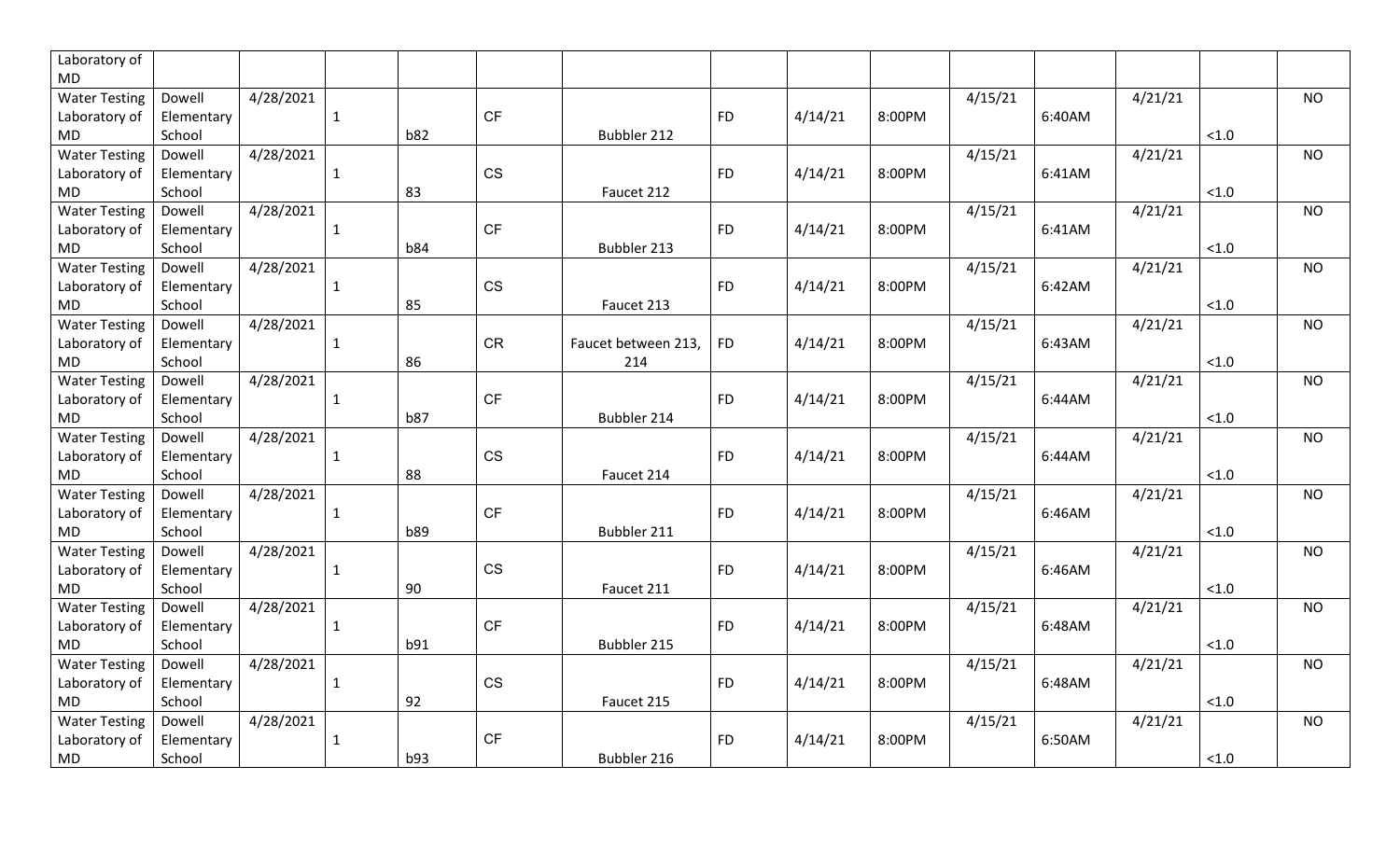| | | | | | | | | | | | | | | |
|---|---|---|---|---|---|---|---|---|---|---|---|---|---|---|
| Laboratory of MD | | | | | | | | | | | | | | |
| Water Testing Laboratory of MD | Dowell Elementary School | 4/28/2021 | 1 | b82 | CF | Bubbler 212 | FD | 4/14/21 | 8:00PM | 4/15/21 | 6:40AM | 4/21/21 | <1.0 | NO |
| Water Testing Laboratory of MD | Dowell Elementary School | 4/28/2021 | 1 | 83 | CS | Faucet 212 | FD | 4/14/21 | 8:00PM | 4/15/21 | 6:41AM | 4/21/21 | <1.0 | NO |
| Water Testing Laboratory of MD | Dowell Elementary School | 4/28/2021 | 1 | b84 | CF | Bubbler 213 | FD | 4/14/21 | 8:00PM | 4/15/21 | 6:41AM | 4/21/21 | <1.0 | NO |
| Water Testing Laboratory of MD | Dowell Elementary School | 4/28/2021 | 1 | 85 | CS | Faucet 213 | FD | 4/14/21 | 8:00PM | 4/15/21 | 6:42AM | 4/21/21 | <1.0 | NO |
| Water Testing Laboratory of MD | Dowell Elementary School | 4/28/2021 | 1 | 86 | CR | Faucet between 213, 214 | FD | 4/14/21 | 8:00PM | 4/15/21 | 6:43AM | 4/21/21 | <1.0 | NO |
| Water Testing Laboratory of MD | Dowell Elementary School | 4/28/2021 | 1 | b87 | CF | Bubbler 214 | FD | 4/14/21 | 8:00PM | 4/15/21 | 6:44AM | 4/21/21 | <1.0 | NO |
| Water Testing Laboratory of MD | Dowell Elementary School | 4/28/2021 | 1 | 88 | CS | Faucet 214 | FD | 4/14/21 | 8:00PM | 4/15/21 | 6:44AM | 4/21/21 | <1.0 | NO |
| Water Testing Laboratory of MD | Dowell Elementary School | 4/28/2021 | 1 | b89 | CF | Bubbler 211 | FD | 4/14/21 | 8:00PM | 4/15/21 | 6:46AM | 4/21/21 | <1.0 | NO |
| Water Testing Laboratory of MD | Dowell Elementary School | 4/28/2021 | 1 | 90 | CS | Faucet 211 | FD | 4/14/21 | 8:00PM | 4/15/21 | 6:46AM | 4/21/21 | <1.0 | NO |
| Water Testing Laboratory of MD | Dowell Elementary School | 4/28/2021 | 1 | b91 | CF | Bubbler 215 | FD | 4/14/21 | 8:00PM | 4/15/21 | 6:48AM | 4/21/21 | <1.0 | NO |
| Water Testing Laboratory of MD | Dowell Elementary School | 4/28/2021 | 1 | 92 | CS | Faucet 215 | FD | 4/14/21 | 8:00PM | 4/15/21 | 6:48AM | 4/21/21 | <1.0 | NO |
| Water Testing Laboratory of MD | Dowell Elementary School | 4/28/2021 | 1 | b93 | CF | Bubbler 216 | FD | 4/14/21 | 8:00PM | 4/15/21 | 6:50AM | 4/21/21 | <1.0 | NO |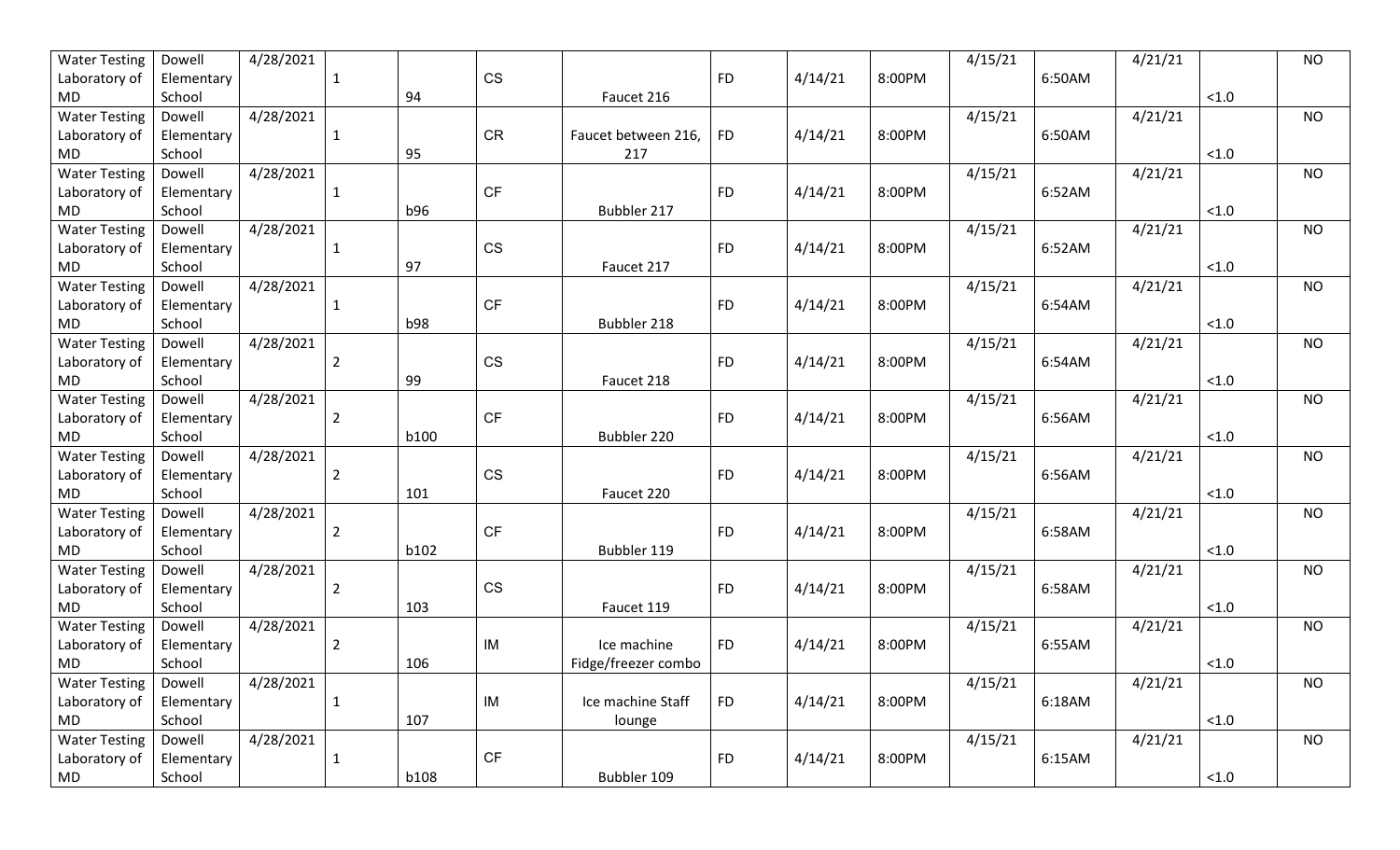| Water Testing Laboratory of MD | Dowell Elementary School | 4/28/2021 | 1 | 94 | CS | Faucet 216 | FD | 4/14/21 | 8:00PM | 4/15/21 | 6:50AM | 4/21/21 | <1.0 | NO |
|---|---|---|---|---|---|---|---|---|---|---|---|---|---|---|
| Water Testing Laboratory of MD | Dowell Elementary School | 4/28/2021 | 1 | 95 | CR | Faucet between 216, 217 | FD | 4/14/21 | 8:00PM | 4/15/21 | 6:50AM | 4/21/21 | <1.0 | NO |
| Water Testing Laboratory of MD | Dowell Elementary School | 4/28/2021 | 1 | b96 | CF | Bubbler 217 | FD | 4/14/21 | 8:00PM | 4/15/21 | 6:52AM | 4/21/21 | <1.0 | NO |
| Water Testing Laboratory of MD | Dowell Elementary School | 4/28/2021 | 1 | 97 | CS | Faucet 217 | FD | 4/14/21 | 8:00PM | 4/15/21 | 6:52AM | 4/21/21 | <1.0 | NO |
| Water Testing Laboratory of MD | Dowell Elementary School | 4/28/2021 | 1 | b98 | CF | Bubbler 218 | FD | 4/14/21 | 8:00PM | 4/15/21 | 6:54AM | 4/21/21 | <1.0 | NO |
| Water Testing Laboratory of MD | Dowell Elementary School | 4/28/2021 | 2 | 99 | CS | Faucet 218 | FD | 4/14/21 | 8:00PM | 4/15/21 | 6:54AM | 4/21/21 | <1.0 | NO |
| Water Testing Laboratory of MD | Dowell Elementary School | 4/28/2021 | 2 | b100 | CF | Bubbler 220 | FD | 4/14/21 | 8:00PM | 4/15/21 | 6:56AM | 4/21/21 | <1.0 | NO |
| Water Testing Laboratory of MD | Dowell Elementary School | 4/28/2021 | 2 | 101 | CS | Faucet 220 | FD | 4/14/21 | 8:00PM | 4/15/21 | 6:56AM | 4/21/21 | <1.0 | NO |
| Water Testing Laboratory of MD | Dowell Elementary School | 4/28/2021 | 2 | b102 | CF | Bubbler 119 | FD | 4/14/21 | 8:00PM | 4/15/21 | 6:58AM | 4/21/21 | <1.0 | NO |
| Water Testing Laboratory of MD | Dowell Elementary School | 4/28/2021 | 2 | 103 | CS | Faucet 119 | FD | 4/14/21 | 8:00PM | 4/15/21 | 6:58AM | 4/21/21 | <1.0 | NO |
| Water Testing Laboratory of MD | Dowell Elementary School | 4/28/2021 | 2 | 106 | IM | Ice machine Fidge/freezer combo | FD | 4/14/21 | 8:00PM | 4/15/21 | 6:55AM | 4/21/21 | <1.0 | NO |
| Water Testing Laboratory of MD | Dowell Elementary School | 4/28/2021 | 1 | 107 | IM | Ice machine Staff lounge | FD | 4/14/21 | 8:00PM | 4/15/21 | 6:18AM | 4/21/21 | <1.0 | NO |
| Water Testing Laboratory of MD | Dowell Elementary School | 4/28/2021 | 1 | b108 | CF | Bubbler 109 | FD | 4/14/21 | 8:00PM | 4/15/21 | 6:15AM | 4/21/21 | <1.0 | NO |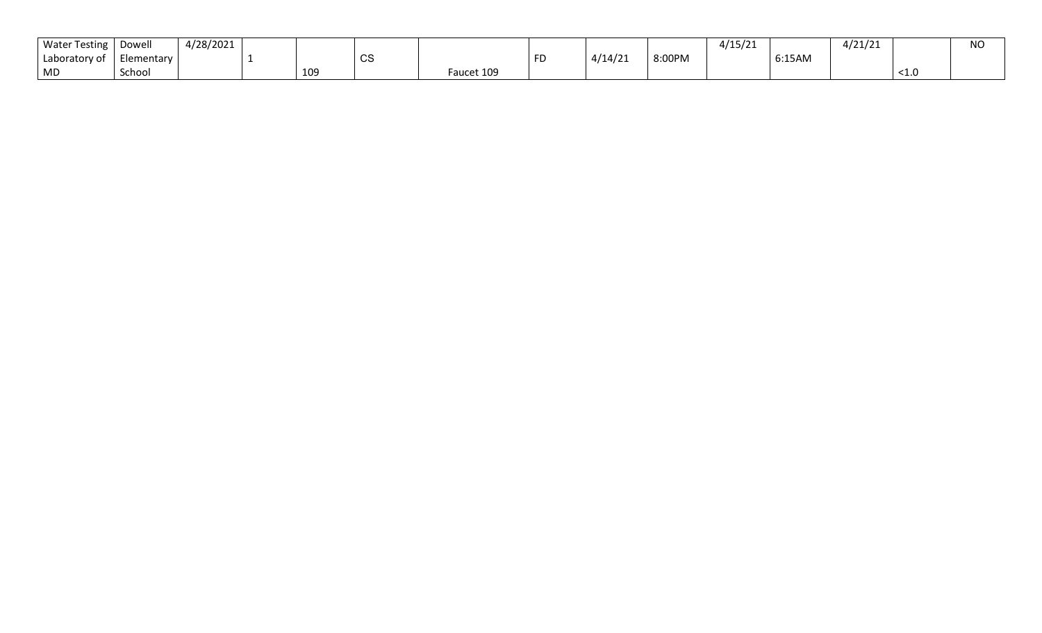| | | | | | | | | | | | | | | | |
|---|---|---|---|---|---|---|---|---|---|---|---|---|---|---|---|
| Water Testing Laboratory of MD | Dowell Elementary School | 4/28/2021 | 1 | 109 | CS | Faucet 109 | FD | 4/14/21 | 8:00PM | 4/15/21 | 6:15AM | 4/21/21 | <1.0 | NO |